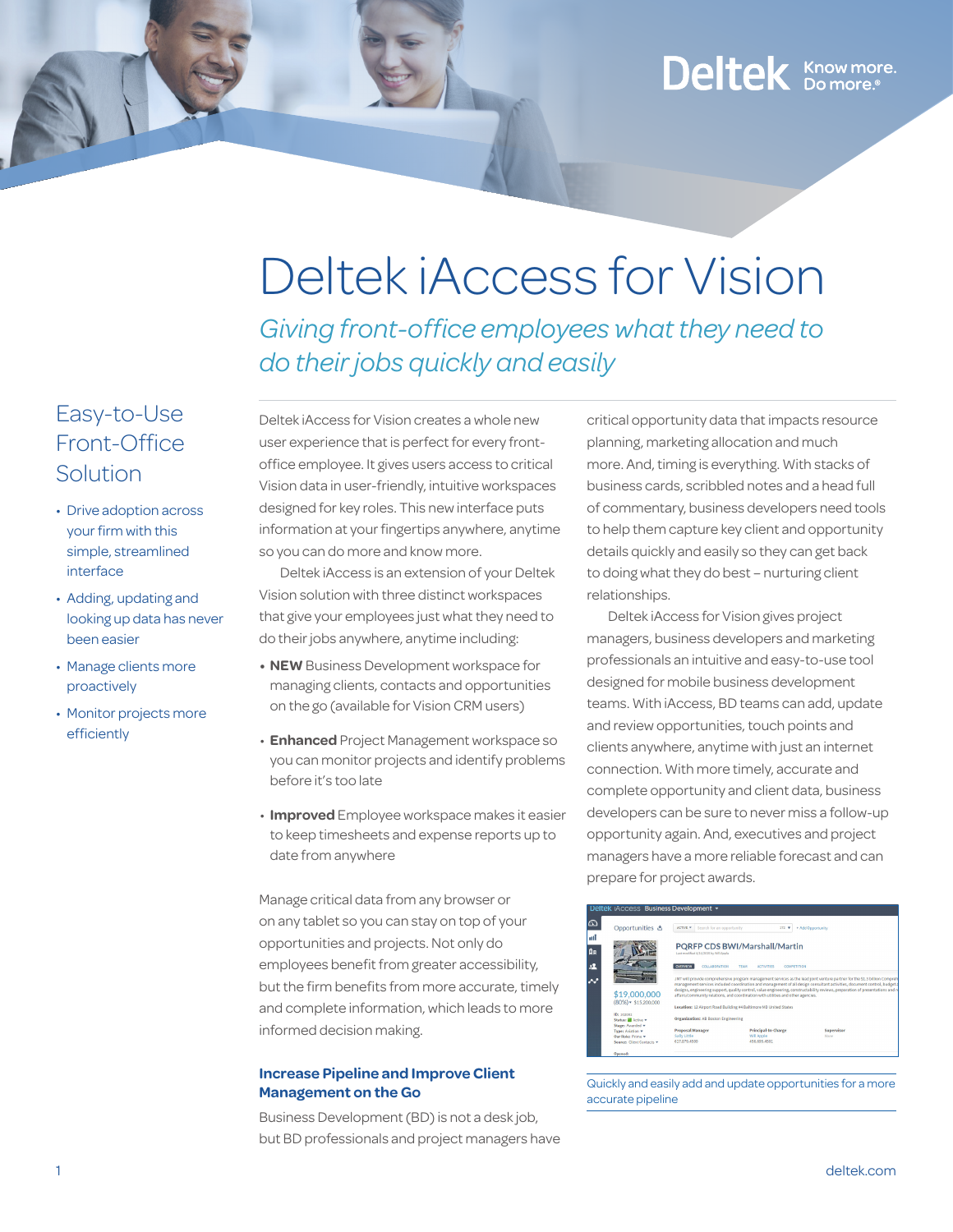# Deltek iAccess for Vision

*Giving front-office employees what they need to do their jobs quickly and easily*

## Easy-to-Use Front-Office Solution

- Drive adoption across your firm with this simple, streamlined interface
- Adding, updating and looking up data has never been easier
- Manage clients more proactively
- Monitor projects more efficiently

Deltek iAccess for Vision creates a whole new user experience that is perfect for every front-office employee. It gives users access to critical Vision data in user-friendly, intuitive workspaces designed for key roles. This new interface puts information at your fingertips anywhere, anytime so you can do more and know more.

Deltek iAccess is an extension of your Deltek Vision solution with three distinct workspaces that give your employees just what they need to do their jobs anywhere, anytime including:

- **NEW** Business Development workspace for managing clients, contacts and opportunities on the go (available for Vision CRM users)
- **Enhanced** Project Management workspace so you can monitor projects and identify problems before it's too late
- **Improved** Employee workspace makes it easier to keep timesheets and expense reports up to date from anywhere

Manage critical data from any browser or on any tablet so you can stay on top of your opportunities and projects. Not only do employees benefit from greater accessibility, but the firm benefits from more accurate, timely and complete information, which leads to more informed decision making.

### Increase Pipeline and Improve Client Management on the Go

Business Development (BD) is not a desk job, but BD professionals and project managers have critical opportunity data that impacts resource planning, marketing allocation and much more. And, timing is everything. With stacks of business cards, scribbled notes and a head full of commentary, business developers need tools to help them capture key client and opportunity details quickly and easily so they can get back to doing what they do best – nurturing client relationships.

Deltek iAccess for Vision gives project managers, business developers and marketing professionals an intuitive and easy-to-use tool designed for mobile business development teams. With iAccess, BD teams can add, update and review opportunities, touch points and clients anywhere, anytime with just an internet connection. With more timely, accurate and complete opportunity and client data, business developers can be sure to never miss a follow-up opportunity again. And, executives and project managers have a more reliable forecast and can prepare for project awards.

Quickly and easily add and update opportunities for a more accurate pipeline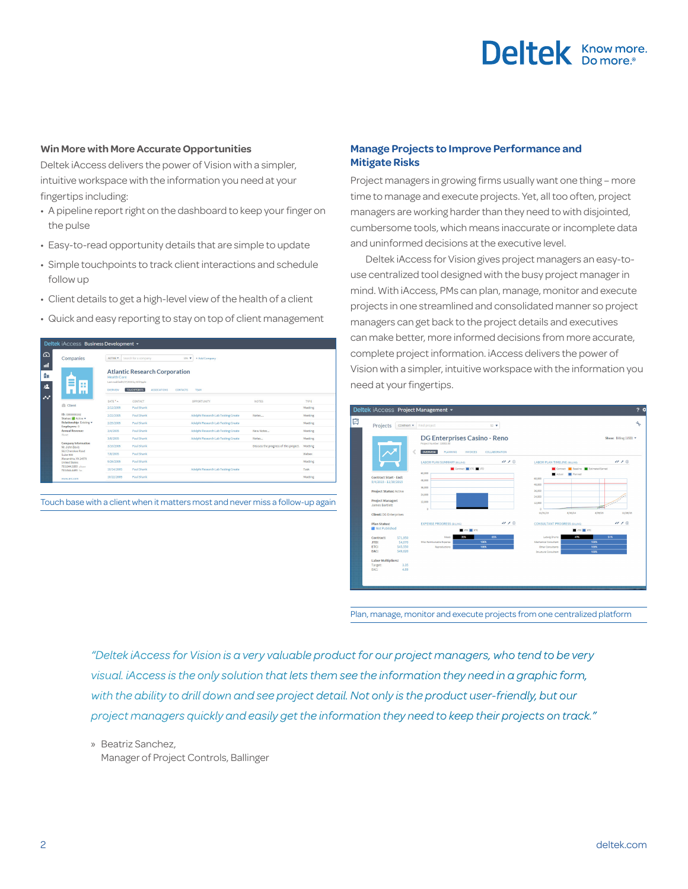## Win More with More Accurate Opportunities

Deltek iAccess delivers the power of Vision with a simpler, intuitive workspace with the information you need at your fingertips including:

- A pipeline report right on the dashboard to keep your finger on the pulse
- Easy-to-read opportunity details that are simple to update
- Simple touchpoints to track client interactions and schedule follow up
- Client details to get a high-level view of the health of a client
- Quick and easy reporting to stay on top of client management

Touch base with a client when it matters most and never miss a follow-up again

## Manage Projects to Improve Performance and Mitigate Risks

Project managers in growing firms usually want one thing – more time to manage and execute projects. Yet, all too often, project managers are working harder than they need to with disjointed, cumbersome tools, which means inaccurate or incomplete data and uninformed decisions at the executive level.

Deltek iAccess for Vision gives project managers an easy-to-use centralized tool designed with the busy project manager in mind. With iAccess, PMs can plan, manage, monitor and execute projects in one streamlined and consolidated manner so project managers can get back to the project details and executives can make better, more informed decisions from more accurate, complete project information. iAccess delivers the power of Vision with a simpler, intuitive workspace with the information you need at your fingertips.

Plan, manage, monitor and execute projects from one centralized platform

*"Deltek iAccess for Vision is a very valuable product for our project managers, who tend to be very visual. iAccess is the only solution that lets them see the information they need in a graphic form, with the ability to drill down and see project detail. Not only is the product user-friendly, but our project managers quickly and easily get the information they need to keep their projects on track."*

» Beatriz Sanchez,
Manager of Project Controls, Ballinger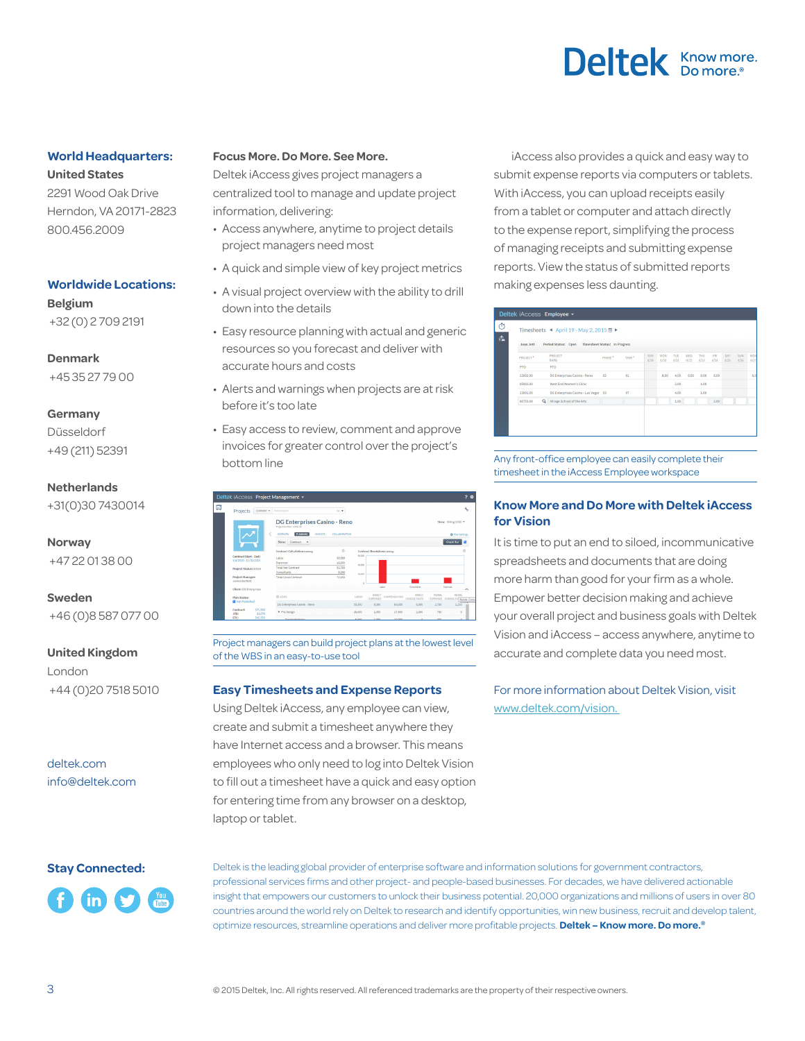Deltek Know more. Do more.®

**World Headquarters:**
**United States**
2291 Wood Oak Drive
Herndon, VA 20171-2823
800.456.2009

**Worldwide Locations:**

**Belgium**
+32 (0) 2 709 2191

**Denmark**
+45 35 27 79 00

**Germany**
Düsseldorf
+49 (211) 52391

**Netherlands**
+31(0)30 7430014

**Norway**
+47 22 01 38 00

**Sweden**
+46 (0)8 587 077 00

**United Kingdom**
London
+44 (0)20 7518 5010

deltek.com
info@deltek.com

## Focus More. Do More. See More.

Deltek iAccess gives project managers a centralized tool to manage and update project information, delivering:

- Access anywhere, anytime to project details project managers need most
- A quick and simple view of key project metrics
- A visual project overview with the ability to drill down into the details
- Easy resource planning with actual and generic resources so you forecast and deliver with accurate hours and costs
- Alerts and warnings when projects are at risk before it's too late
- Easy access to review, comment and approve invoices for greater control over the project's bottom line

Project managers can build project plans at the lowest level of the WBS in an easy-to-use tool

## Easy Timesheets and Expense Reports

Using Deltek iAccess, any employee can view, create and submit a timesheet anywhere they have Internet access and a browser. This means employees who only need to log into Deltek Vision to fill out a timesheet have a quick and easy option for entering time from any browser on a desktop, laptop or tablet.

iAccess also provides a quick and easy way to submit expense reports via computers or tablets. With iAccess, you can upload receipts easily from a tablet or computer and attach directly to the expense report, simplifying the process of managing receipts and submitting expense reports. View the status of submitted reports making expenses less daunting.

Any front-office employee can easily complete their timesheet in the iAccess Employee workspace

## Know More and Do More with Deltek iAccess for Vision

It is time to put an end to siloed, incommunicative spreadsheets and documents that are doing more harm than good for your firm as a whole. Empower better decision making and achieve your overall project and business goals with Deltek Vision and iAccess – access anywhere, anytime to accurate and complete data you need most.

For more information about Deltek Vision, visit www.deltek.com/vision.

**Stay Connected:**

Deltek is the leading global provider of enterprise software and information solutions for government contractors, professional services firms and other project- and people-based businesses. For decades, we have delivered actionable insight that empowers our customers to unlock their business potential. 20,000 organizations and millions of users in over 80 countries around the world rely on Deltek to research and identify opportunities, win new business, recruit and develop talent, optimize resources, streamline operations and deliver more profitable projects. **Deltek – Know more. Do more.®**

© 2015 Deltek, Inc. All rights reserved. All referenced trademarks are the property of their respective owners.